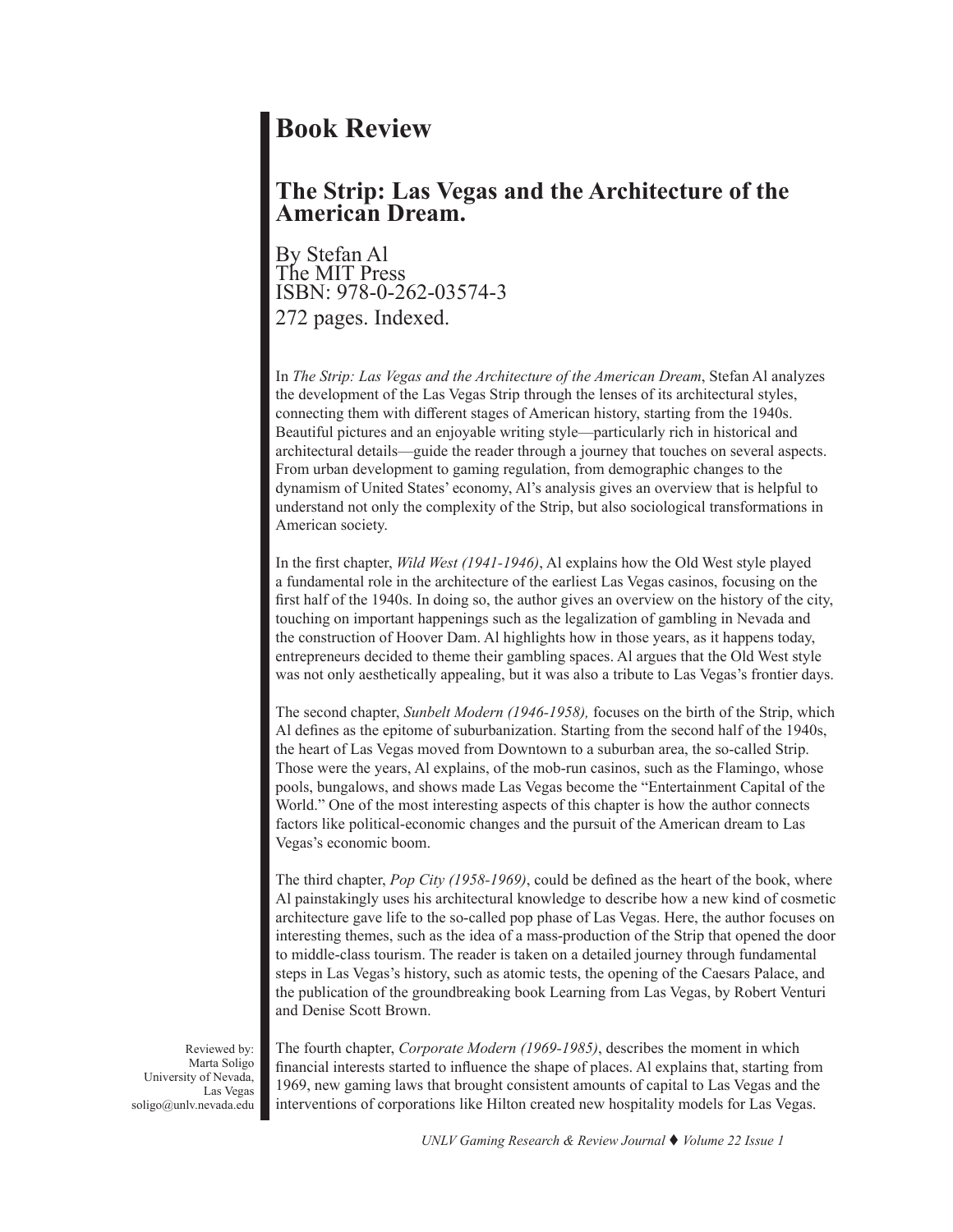# Book Review

## The Strip: Las Vegas and the Architecture of the American Dream.

By Stefan Al
The MIT Press
ISBN: 978-0-262-03574-3
272 pages. Indexed.

In *The Strip: Las Vegas and the Architecture of the American Dream*, Stefan Al analyzes the development of the Las Vegas Strip through the lenses of its architectural styles, connecting them with different stages of American history, starting from the 1940s. Beautiful pictures and an enjoyable writing style—particularly rich in historical and architectural details—guide the reader through a journey that touches on several aspects. From urban development to gaming regulation, from demographic changes to the dynamism of United States' economy, Al's analysis gives an overview that is helpful to understand not only the complexity of the Strip, but also sociological transformations in American society.

In the first chapter, *Wild West (1941-1946)*, Al explains how the Old West style played a fundamental role in the architecture of the earliest Las Vegas casinos, focusing on the first half of the 1940s. In doing so, the author gives an overview on the history of the city, touching on important happenings such as the legalization of gambling in Nevada and the construction of Hoover Dam. Al highlights how in those years, as it happens today, entrepreneurs decided to theme their gambling spaces. Al argues that the Old West style was not only aesthetically appealing, but it was also a tribute to Las Vegas's frontier days.

The second chapter, *Sunbelt Modern (1946-1958),* focuses on the birth of the Strip, which Al defines as the epitome of suburbanization. Starting from the second half of the 1940s, the heart of Las Vegas moved from Downtown to a suburban area, the so-called Strip. Those were the years, Al explains, of the mob-run casinos, such as the Flamingo, whose pools, bungalows, and shows made Las Vegas become the "Entertainment Capital of the World." One of the most interesting aspects of this chapter is how the author connects factors like political-economic changes and the pursuit of the American dream to Las Vegas's economic boom.

The third chapter, *Pop City (1958-1969)*, could be defined as the heart of the book, where Al painstakingly uses his architectural knowledge to describe how a new kind of cosmetic architecture gave life to the so-called pop phase of Las Vegas. Here, the author focuses on interesting themes, such as the idea of a mass-production of the Strip that opened the door to middle-class tourism. The reader is taken on a detailed journey through fundamental steps in Las Vegas's history, such as atomic tests, the opening of the Caesars Palace, and the publication of the groundbreaking book Learning from Las Vegas, by Robert Venturi and Denise Scott Brown.

The fourth chapter, *Corporate Modern (1969-1985)*, describes the moment in which financial interests started to influence the shape of places. Al explains that, starting from 1969, new gaming laws that brought consistent amounts of capital to Las Vegas and the interventions of corporations like Hilton created new hospitality models for Las Vegas.

Reviewed by:
Marta Soligo
University of Nevada, Las Vegas
soligo@unlv.nevada.edu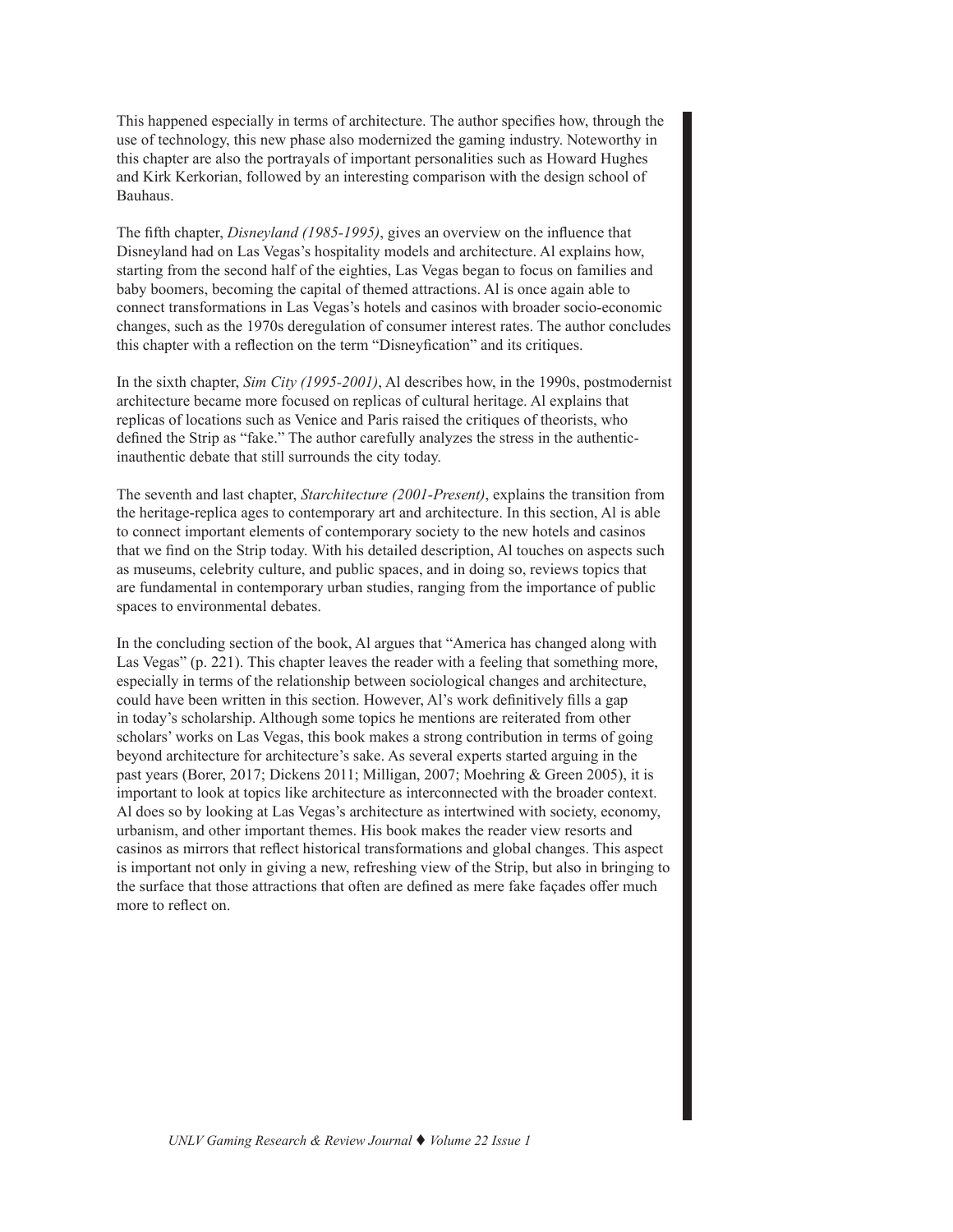This happened especially in terms of architecture. The author specifies how, through the use of technology, this new phase also modernized the gaming industry. Noteworthy in this chapter are also the portrayals of important personalities such as Howard Hughes and Kirk Kerkorian, followed by an interesting comparison with the design school of Bauhaus.

The fifth chapter, *Disneyland (1985-1995)*, gives an overview on the influence that Disneyland had on Las Vegas's hospitality models and architecture. Al explains how, starting from the second half of the eighties, Las Vegas began to focus on families and baby boomers, becoming the capital of themed attractions. Al is once again able to connect transformations in Las Vegas's hotels and casinos with broader socio-economic changes, such as the 1970s deregulation of consumer interest rates. The author concludes this chapter with a reflection on the term "Disneyfication" and its critiques.

In the sixth chapter, *Sim City (1995-2001)*, Al describes how, in the 1990s, postmodernist architecture became more focused on replicas of cultural heritage. Al explains that replicas of locations such as Venice and Paris raised the critiques of theorists, who defined the Strip as "fake." The author carefully analyzes the stress in the authentic-inauthentic debate that still surrounds the city today.

The seventh and last chapter, *Starchitecture (2001-Present)*, explains the transition from the heritage-replica ages to contemporary art and architecture. In this section, Al is able to connect important elements of contemporary society to the new hotels and casinos that we find on the Strip today. With his detailed description, Al touches on aspects such as museums, celebrity culture, and public spaces, and in doing so, reviews topics that are fundamental in contemporary urban studies, ranging from the importance of public spaces to environmental debates.

In the concluding section of the book, Al argues that "America has changed along with Las Vegas" (p. 221). This chapter leaves the reader with a feeling that something more, especially in terms of the relationship between sociological changes and architecture, could have been written in this section. However, Al's work definitively fills a gap in today's scholarship. Although some topics he mentions are reiterated from other scholars' works on Las Vegas, this book makes a strong contribution in terms of going beyond architecture for architecture's sake. As several experts started arguing in the past years (Borer, 2017; Dickens 2011; Milligan, 2007; Moehring & Green 2005), it is important to look at topics like architecture as interconnected with the broader context. Al does so by looking at Las Vegas's architecture as intertwined with society, economy, urbanism, and other important themes. His book makes the reader view resorts and casinos as mirrors that reflect historical transformations and global changes. This aspect is important not only in giving a new, refreshing view of the Strip, but also in bringing to the surface that those attractions that often are defined as mere fake façades offer much more to reflect on.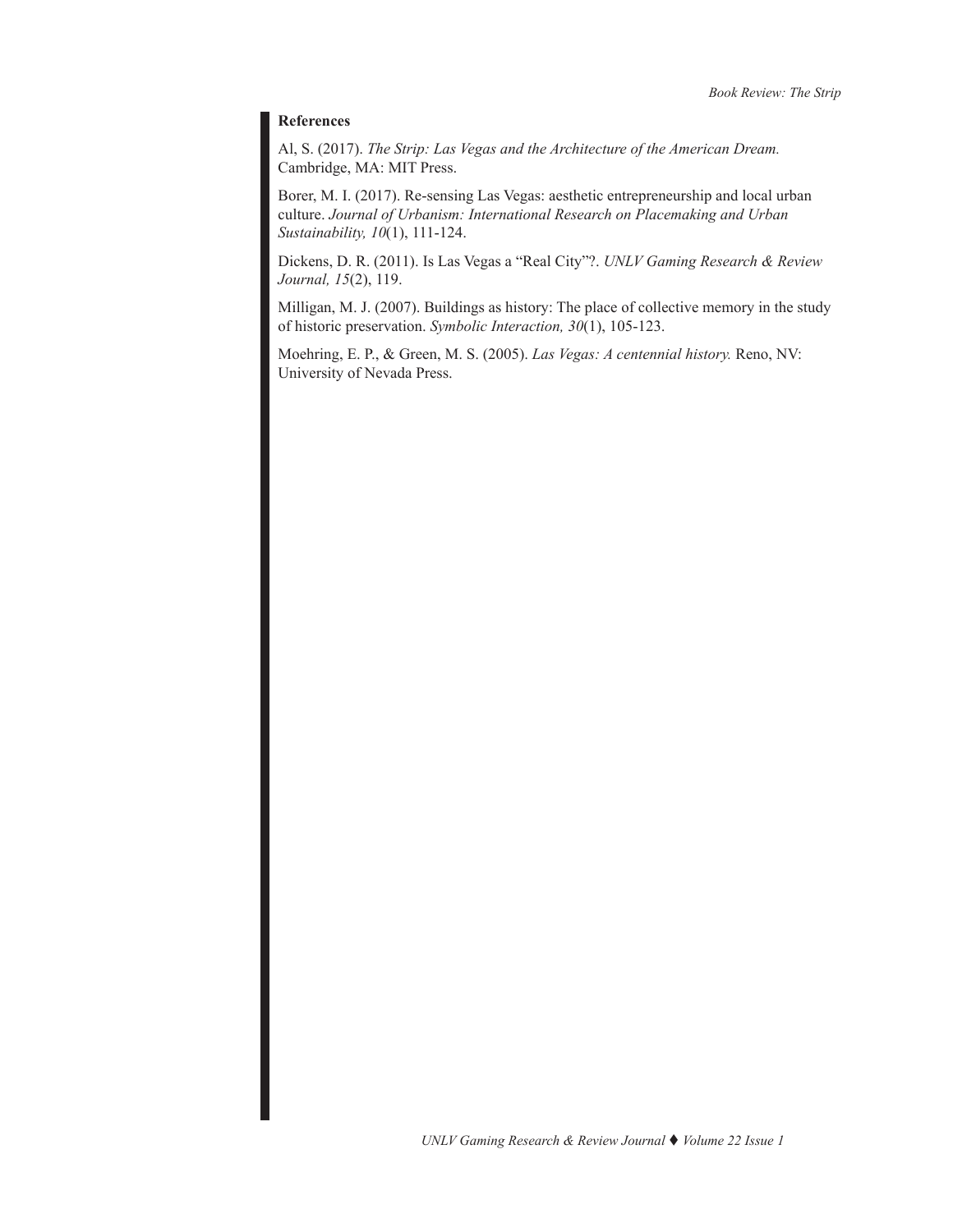**References**

Al, S. (2017). *The Strip: Las Vegas and the Architecture of the American Dream.* Cambridge, MA: MIT Press.

Borer, M. I. (2017). Re-sensing Las Vegas: aesthetic entrepreneurship and local urban culture. *Journal of Urbanism: International Research on Placemaking and Urban Sustainability, 10*(1), 111-124.

Dickens, D. R. (2011). Is Las Vegas a "Real City"?. *UNLV Gaming Research & Review Journal, 15*(2), 119.

Milligan, M. J. (2007). Buildings as history: The place of collective memory in the study of historic preservation. *Symbolic Interaction, 30*(1), 105-123.

Moehring, E. P., & Green, M. S. (2005). *Las Vegas: A centennial history.* Reno, NV: University of Nevada Press.